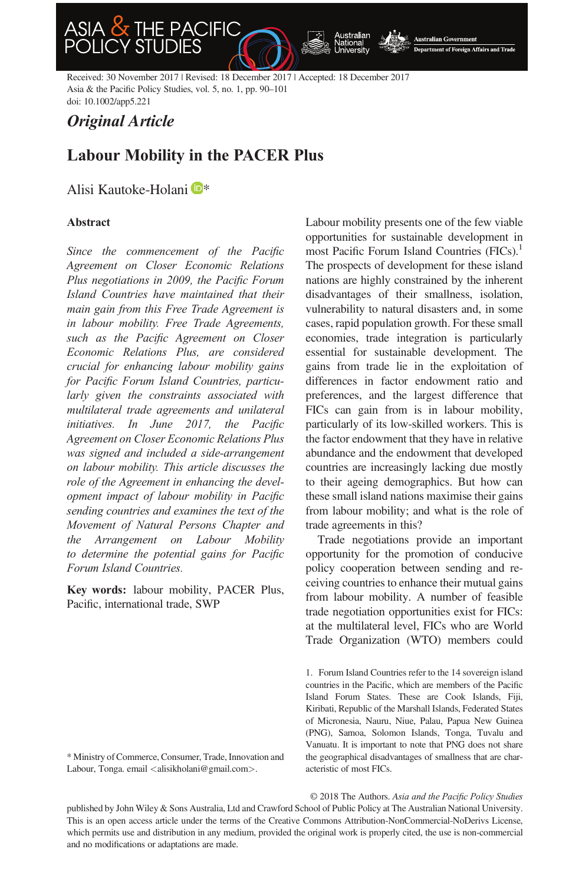Received: 30 November 2017 | Revised: 18 December 2017 | Accepted: 18 December 2017
Asia & the Pacific Policy Studies, vol. 5, no. 1, pp. 90–101
doi: 10.1002/app5.221

*Original Article*

# Labour Mobility in the PACER Plus

Alisi Kautoke-Holani*

## Abstract

*Since the commencement of the Pacific Agreement on Closer Economic Relations Plus negotiations in 2009, the Pacific Forum Island Countries have maintained that their main gain from this Free Trade Agreement is in labour mobility. Free Trade Agreements, such as the Pacific Agreement on Closer Economic Relations Plus, are considered crucial for enhancing labour mobility gains for Pacific Forum Island Countries, particularly given the constraints associated with multilateral trade agreements and unilateral initiatives. In June 2017, the Pacific Agreement on Closer Economic Relations Plus was signed and included a side-arrangement on labour mobility. This article discusses the role of the Agreement in enhancing the development impact of labour mobility in Pacific sending countries and examines the text of the Movement of Natural Persons Chapter and the Arrangement on Labour Mobility to determine the potential gains for Pacific Forum Island Countries.*

**Key words:** labour mobility, PACER Plus, Pacific, international trade, SWP

\* Ministry of Commerce, Consumer, Trade, Innovation and Labour, Tonga. email <alisikholani@gmail.com>.

Labour mobility presents one of the few viable opportunities for sustainable development in most Pacific Forum Island Countries (FICs).[1] The prospects of development for these island nations are highly constrained by the inherent disadvantages of their smallness, isolation, vulnerability to natural disasters and, in some cases, rapid population growth. For these small economies, trade integration is particularly essential for sustainable development. The gains from trade lie in the exploitation of differences in factor endowment ratio and preferences, and the largest difference that FICs can gain from is in labour mobility, particularly of its low-skilled workers. This is the factor endowment that they have in relative abundance and the endowment that developed countries are increasingly lacking due mostly to their ageing demographics. But how can these small island nations maximise their gains from labour mobility; and what is the role of trade agreements in this?

Trade negotiations provide an important opportunity for the promotion of conducive policy cooperation between sending and receiving countries to enhance their mutual gains from labour mobility. A number of feasible trade negotiation opportunities exist for FICs: at the multilateral level, FICs who are World Trade Organization (WTO) members could

1. Forum Island Countries refer to the 14 sovereign island countries in the Pacific, which are members of the Pacific Island Forum States. These are Cook Islands, Fiji, Kiribati, Republic of the Marshall Islands, Federated States of Micronesia, Nauru, Niue, Palau, Papua New Guinea (PNG), Samoa, Solomon Islands, Tonga, Tuvalu and Vanuatu. It is important to note that PNG does not share the geographical disadvantages of smallness that are characteristic of most FICs.

© 2018 The Authors. *Asia and the Pacific Policy Studies* published by John Wiley & Sons Australia, Ltd and Crawford School of Public Policy at The Australian National University. This is an open access article under the terms of the Creative Commons Attribution-NonCommercial-NoDerivs License, which permits use and distribution in any medium, provided the original work is properly cited, the use is non-commercial and no modifications or adaptations are made.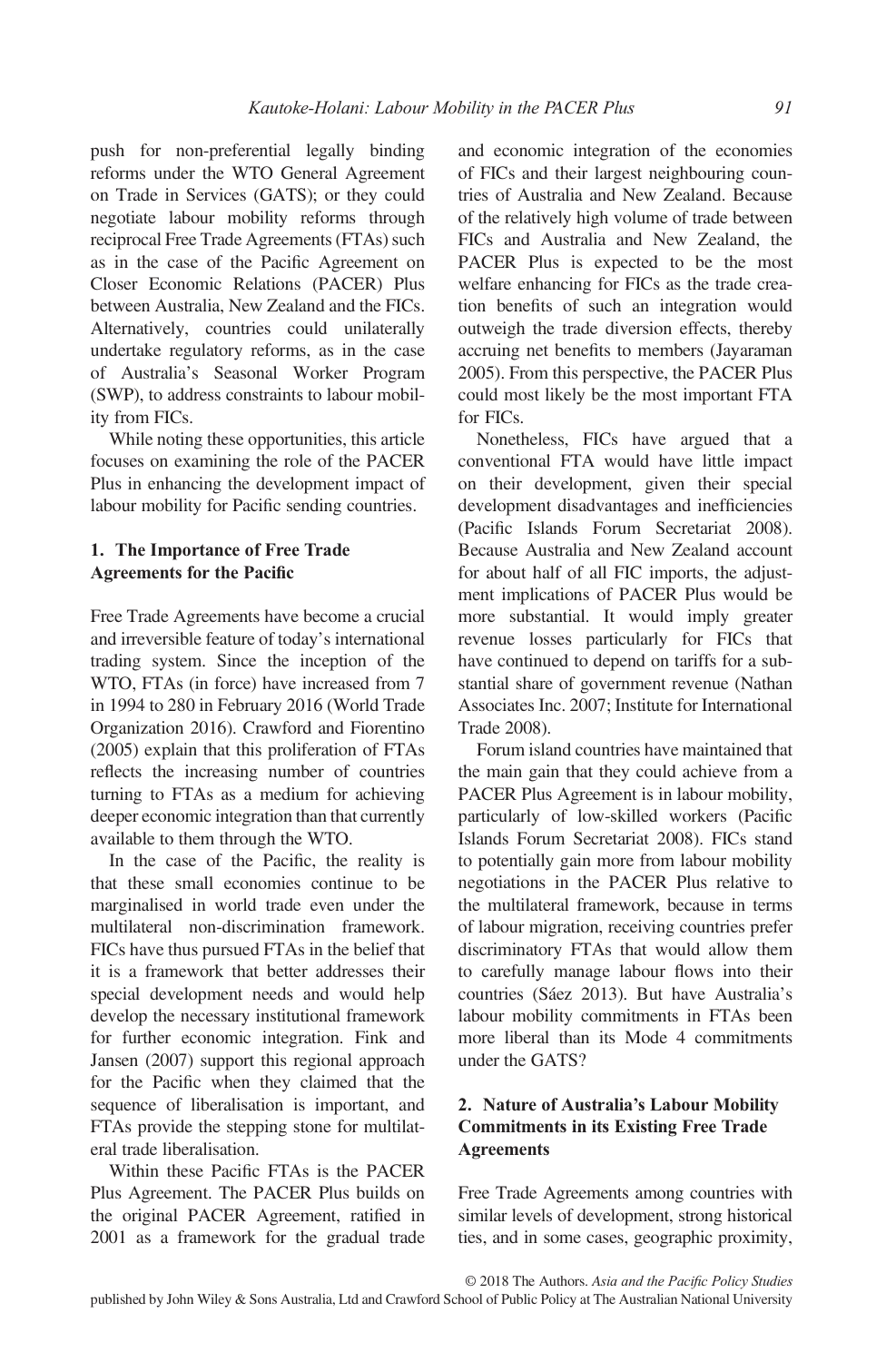push for non-preferential legally binding reforms under the WTO General Agreement on Trade in Services (GATS); or they could negotiate labour mobility reforms through reciprocal Free Trade Agreements (FTAs) such as in the case of the Pacific Agreement on Closer Economic Relations (PACER) Plus between Australia, New Zealand and the FICs. Alternatively, countries could unilaterally undertake regulatory reforms, as in the case of Australia's Seasonal Worker Program (SWP), to address constraints to labour mobility from FICs.

While noting these opportunities, this article focuses on examining the role of the PACER Plus in enhancing the development impact of labour mobility for Pacific sending countries.

## 1. The Importance of Free Trade Agreements for the Pacific

Free Trade Agreements have become a crucial and irreversible feature of today's international trading system. Since the inception of the WTO, FTAs (in force) have increased from 7 in 1994 to 280 in February 2016 (World Trade Organization 2016). Crawford and Fiorentino (2005) explain that this proliferation of FTAs reflects the increasing number of countries turning to FTAs as a medium for achieving deeper economic integration than that currently available to them through the WTO.

In the case of the Pacific, the reality is that these small economies continue to be marginalised in world trade even under the multilateral non-discrimination framework. FICs have thus pursued FTAs in the belief that it is a framework that better addresses their special development needs and would help develop the necessary institutional framework for further economic integration. Fink and Jansen (2007) support this regional approach for the Pacific when they claimed that the sequence of liberalisation is important, and FTAs provide the stepping stone for multilateral trade liberalisation.

Within these Pacific FTAs is the PACER Plus Agreement. The PACER Plus builds on the original PACER Agreement, ratified in 2001 as a framework for the gradual trade and economic integration of the economies of FICs and their largest neighbouring countries of Australia and New Zealand. Because of the relatively high volume of trade between FICs and Australia and New Zealand, the PACER Plus is expected to be the most welfare enhancing for FICs as the trade creation benefits of such an integration would outweigh the trade diversion effects, thereby accruing net benefits to members (Jayaraman 2005). From this perspective, the PACER Plus could most likely be the most important FTA for FICs.

Nonetheless, FICs have argued that a conventional FTA would have little impact on their development, given their special development disadvantages and inefficiencies (Pacific Islands Forum Secretariat 2008). Because Australia and New Zealand account for about half of all FIC imports, the adjustment implications of PACER Plus would be more substantial. It would imply greater revenue losses particularly for FICs that have continued to depend on tariffs for a substantial share of government revenue (Nathan Associates Inc. 2007; Institute for International Trade 2008).

Forum island countries have maintained that the main gain that they could achieve from a PACER Plus Agreement is in labour mobility, particularly of low-skilled workers (Pacific Islands Forum Secretariat 2008). FICs stand to potentially gain more from labour mobility negotiations in the PACER Plus relative to the multilateral framework, because in terms of labour migration, receiving countries prefer discriminatory FTAs that would allow them to carefully manage labour flows into their countries (Sáez 2013). But have Australia's labour mobility commitments in FTAs been more liberal than its Mode 4 commitments under the GATS?

## 2. Nature of Australia's Labour Mobility Commitments in its Existing Free Trade Agreements

Free Trade Agreements among countries with similar levels of development, strong historical ties, and in some cases, geographic proximity,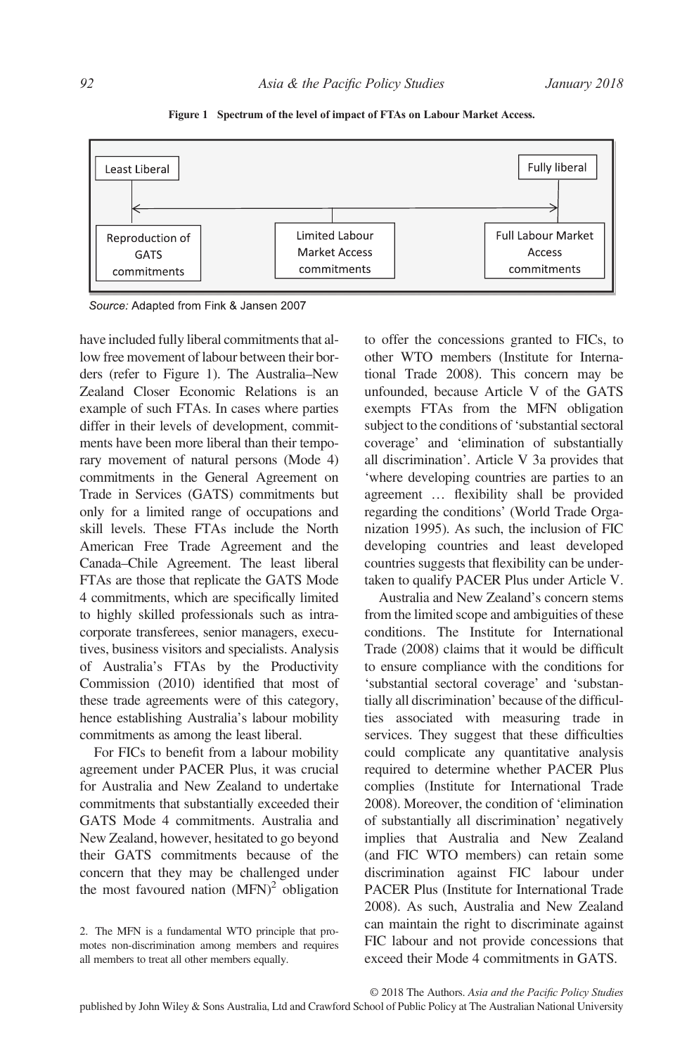**Figure 1 Spectrum of the level of impact of FTAs on Labour Market Access.**

| Least Liberal | | Fully liberal |
|---|---|---|
| Reproduction of GATS commitments | Limited Labour Market Access commitments | Full Labour Market Access commitments |

*Source:* Adapted from Fink & Jansen 2007

have included fully liberal commitments that allow free movement of labour between their borders (refer to Figure 1). The Australia–New Zealand Closer Economic Relations is an example of such FTAs. In cases where parties differ in their levels of development, commitments have been more liberal than their temporary movement of natural persons (Mode 4) commitments in the General Agreement on Trade in Services (GATS) commitments but only for a limited range of occupations and skill levels. These FTAs include the North American Free Trade Agreement and the Canada–Chile Agreement. The least liberal FTAs are those that replicate the GATS Mode 4 commitments, which are specifically limited to highly skilled professionals such as intracorporate transferees, senior managers, executives, business visitors and specialists. Analysis of Australia's FTAs by the Productivity Commission (2010) identified that most of these trade agreements were of this category, hence establishing Australia's labour mobility commitments as among the least liberal.

For FICs to benefit from a labour mobility agreement under PACER Plus, it was crucial for Australia and New Zealand to undertake commitments that substantially exceeded their GATS Mode 4 commitments. Australia and New Zealand, however, hesitated to go beyond their GATS commitments because of the concern that they may be challenged under the most favoured nation (MFN)[2] obligation to offer the concessions granted to FICs, to other WTO members (Institute for International Trade 2008). This concern may be unfounded, because Article V of the GATS exempts FTAs from the MFN obligation subject to the conditions of 'substantial sectoral coverage' and 'elimination of substantially all discrimination'. Article V 3a provides that 'where developing countries are parties to an agreement … flexibility shall be provided regarding the conditions' (World Trade Organization 1995). As such, the inclusion of FIC developing countries and least developed countries suggests that flexibility can be undertaken to qualify PACER Plus under Article V.

Australia and New Zealand's concern stems from the limited scope and ambiguities of these conditions. The Institute for International Trade (2008) claims that it would be difficult to ensure compliance with the conditions for 'substantial sectoral coverage' and 'substantially all discrimination' because of the difficulties associated with measuring trade in services. They suggest that these difficulties could complicate any quantitative analysis required to determine whether PACER Plus complies (Institute for International Trade 2008). Moreover, the condition of 'elimination of substantially all discrimination' negatively implies that Australia and New Zealand (and FIC WTO members) can retain some discrimination against FIC labour under PACER Plus (Institute for International Trade 2008). As such, Australia and New Zealand can maintain the right to discriminate against FIC labour and not provide concessions that exceed their Mode 4 commitments in GATS.

2. The MFN is a fundamental WTO principle that promotes non-discrimination among members and requires all members to treat all other members equally.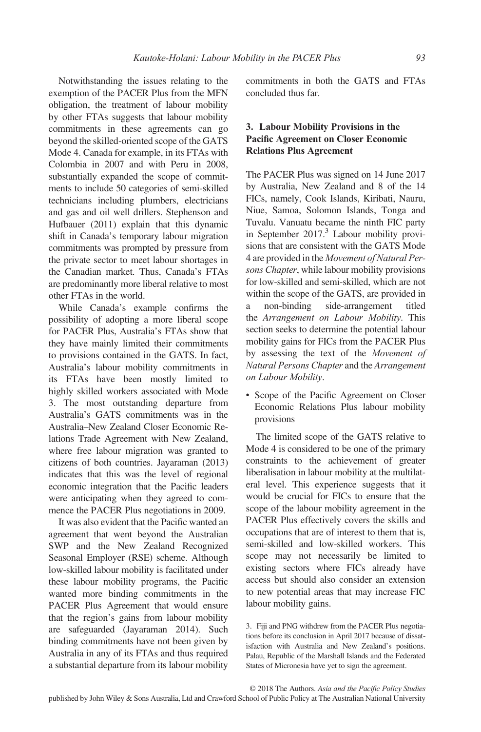Notwithstanding the issues relating to the exemption of the PACER Plus from the MFN obligation, the treatment of labour mobility by other FTAs suggests that labour mobility commitments in these agreements can go beyond the skilled-oriented scope of the GATS Mode 4. Canada for example, in its FTAs with Colombia in 2007 and with Peru in 2008, substantially expanded the scope of commitments to include 50 categories of semi-skilled technicians including plumbers, electricians and gas and oil well drillers. Stephenson and Hufbauer (2011) explain that this dynamic shift in Canada's temporary labour migration commitments was prompted by pressure from the private sector to meet labour shortages in the Canadian market. Thus, Canada's FTAs are predominantly more liberal relative to most other FTAs in the world.

While Canada's example confirms the possibility of adopting a more liberal scope for PACER Plus, Australia's FTAs show that they have mainly limited their commitments to provisions contained in the GATS. In fact, Australia's labour mobility commitments in its FTAs have been mostly limited to highly skilled workers associated with Mode 3. The most outstanding departure from Australia's GATS commitments was in the Australia–New Zealand Closer Economic Relations Trade Agreement with New Zealand, where free labour migration was granted to citizens of both countries. Jayaraman (2013) indicates that this was the level of regional economic integration that the Pacific leaders were anticipating when they agreed to commence the PACER Plus negotiations in 2009.

It was also evident that the Pacific wanted an agreement that went beyond the Australian SWP and the New Zealand Recognized Seasonal Employer (RSE) scheme. Although low-skilled labour mobility is facilitated under these labour mobility programs, the Pacific wanted more binding commitments in the PACER Plus Agreement that would ensure that the region's gains from labour mobility are safeguarded (Jayaraman 2014). Such binding commitments have not been given by Australia in any of its FTAs and thus required a substantial departure from its labour mobility commitments in both the GATS and FTAs concluded thus far.

## 3. Labour Mobility Provisions in the Pacific Agreement on Closer Economic Relations Plus Agreement

The PACER Plus was signed on 14 June 2017 by Australia, New Zealand and 8 of the 14 FICs, namely, Cook Islands, Kiribati, Nauru, Niue, Samoa, Solomon Islands, Tonga and Tuvalu. Vanuatu became the ninth FIC party in September 2017.[3] Labour mobility provisions that are consistent with the GATS Mode 4 are provided in the *Movement of Natural Persons Chapter*, while labour mobility provisions for low-skilled and semi-skilled, which are not within the scope of the GATS, are provided in a non-binding side-arrangement titled the *Arrangement on Labour Mobility*. This section seeks to determine the potential labour mobility gains for FICs from the PACER Plus by assessing the text of the *Movement of Natural Persons Chapter* and the *Arrangement on Labour Mobility*.

- Scope of the Pacific Agreement on Closer Economic Relations Plus labour mobility provisions

The limited scope of the GATS relative to Mode 4 is considered to be one of the primary constraints to the achievement of greater liberalisation in labour mobility at the multilateral level. This experience suggests that it would be crucial for FICs to ensure that the scope of the labour mobility agreement in the PACER Plus effectively covers the skills and occupations that are of interest to them that is, semi-skilled and low-skilled workers. This scope may not necessarily be limited to existing sectors where FICs already have access but should also consider an extension to new potential areas that may increase FIC labour mobility gains.

3. Fiji and PNG withdrew from the PACER Plus negotiations before its conclusion in April 2017 because of dissatisfaction with Australia and New Zealand's positions. Palau, Republic of the Marshall Islands and the Federated States of Micronesia have yet to sign the agreement.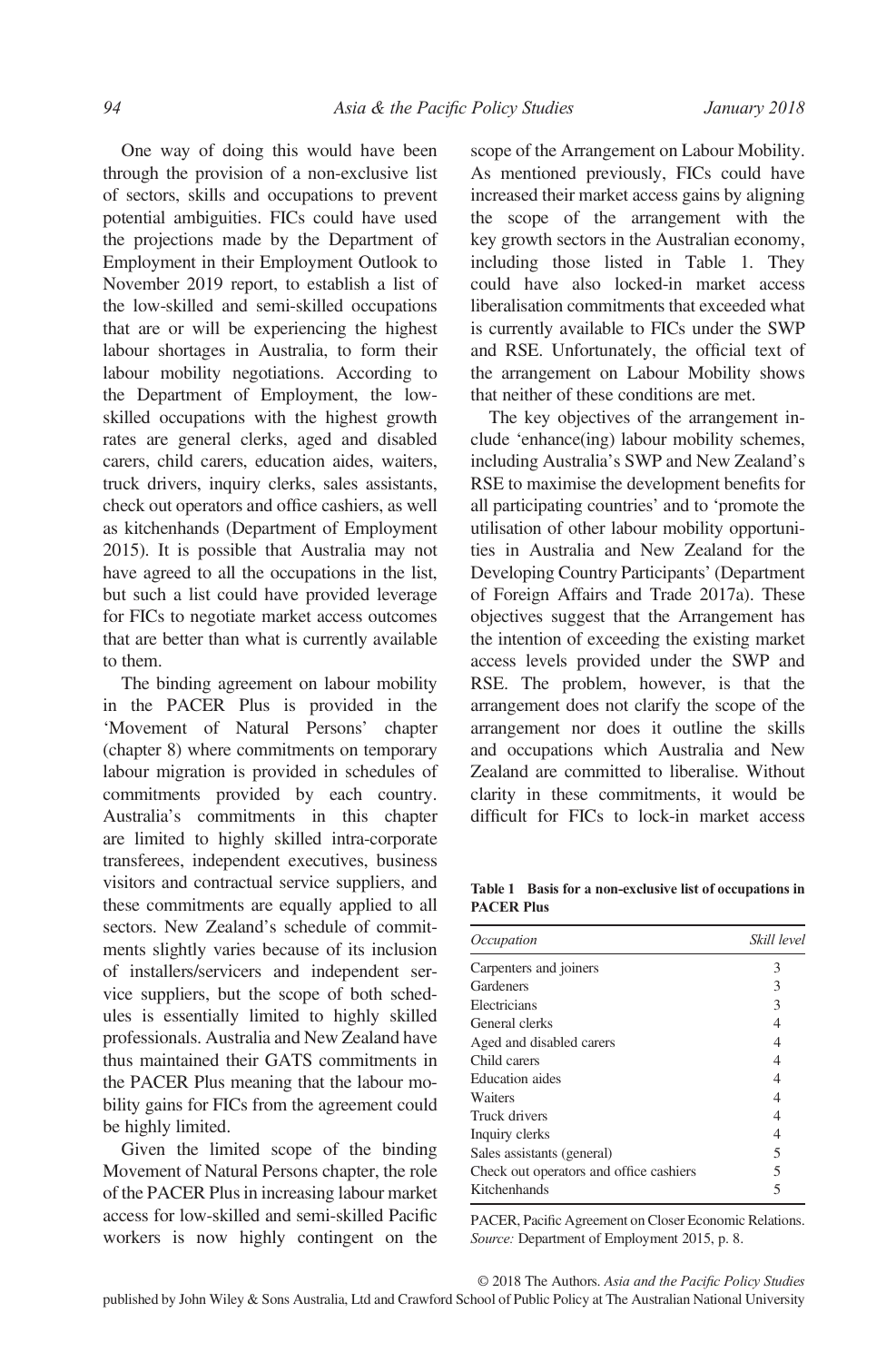One way of doing this would have been through the provision of a non-exclusive list of sectors, skills and occupations to prevent potential ambiguities. FICs could have used the projections made by the Department of Employment in their Employment Outlook to November 2019 report, to establish a list of the low-skilled and semi-skilled occupations that are or will be experiencing the highest labour shortages in Australia, to form their labour mobility negotiations. According to the Department of Employment, the low-skilled occupations with the highest growth rates are general clerks, aged and disabled carers, child carers, education aides, waiters, truck drivers, inquiry clerks, sales assistants, check out operators and office cashiers, as well as kitchenhands (Department of Employment 2015). It is possible that Australia may not have agreed to all the occupations in the list, but such a list could have provided leverage for FICs to negotiate market access outcomes that are better than what is currently available to them.

The binding agreement on labour mobility in the PACER Plus is provided in the 'Movement of Natural Persons' chapter (chapter 8) where commitments on temporary labour migration is provided in schedules of commitments provided by each country. Australia's commitments in this chapter are limited to highly skilled intra-corporate transferees, independent executives, business visitors and contractual service suppliers, and these commitments are equally applied to all sectors. New Zealand's schedule of commitments slightly varies because of its inclusion of installers/servicers and independent service suppliers, but the scope of both schedules is essentially limited to highly skilled professionals. Australia and New Zealand have thus maintained their GATS commitments in the PACER Plus meaning that the labour mobility gains for FICs from the agreement could be highly limited.

Given the limited scope of the binding Movement of Natural Persons chapter, the role of the PACER Plus in increasing labour market access for low-skilled and semi-skilled Pacific workers is now highly contingent on the scope of the Arrangement on Labour Mobility. As mentioned previously, FICs could have increased their market access gains by aligning the scope of the arrangement with the key growth sectors in the Australian economy, including those listed in Table 1. They could have also locked-in market access liberalisation commitments that exceeded what is currently available to FICs under the SWP and RSE. Unfortunately, the official text of the arrangement on Labour Mobility shows that neither of these conditions are met.

The key objectives of the arrangement include 'enhance(ing) labour mobility schemes, including Australia's SWP and New Zealand's RSE to maximise the development benefits for all participating countries' and to 'promote the utilisation of other labour mobility opportunities in Australia and New Zealand for the Developing Country Participants' (Department of Foreign Affairs and Trade 2017a). These objectives suggest that the Arrangement has the intention of exceeding the existing market access levels provided under the SWP and RSE. The problem, however, is that the arrangement does not clarify the scope of the arrangement nor does it outline the skills and occupations which Australia and New Zealand are committed to liberalise. Without clarity in these commitments, it would be difficult for FICs to lock-in market access

**Table 1 Basis for a non-exclusive list of occupations in PACER Plus**

| *Occupation* | *Skill level* |
|---|---|
| Carpenters and joiners | 3 |
| Gardeners | 3 |
| Electricians | 3 |
| General clerks | 4 |
| Aged and disabled carers | 4 |
| Child carers | 4 |
| Education aides | 4 |
| Waiters | 4 |
| Truck drivers | 4 |
| Inquiry clerks | 4 |
| Sales assistants (general) | 5 |
| Check out operators and office cashiers | 5 |
| Kitchenhands | 5 |

PACER, Pacific Agreement on Closer Economic Relations.
*Source:* Department of Employment 2015, p. 8.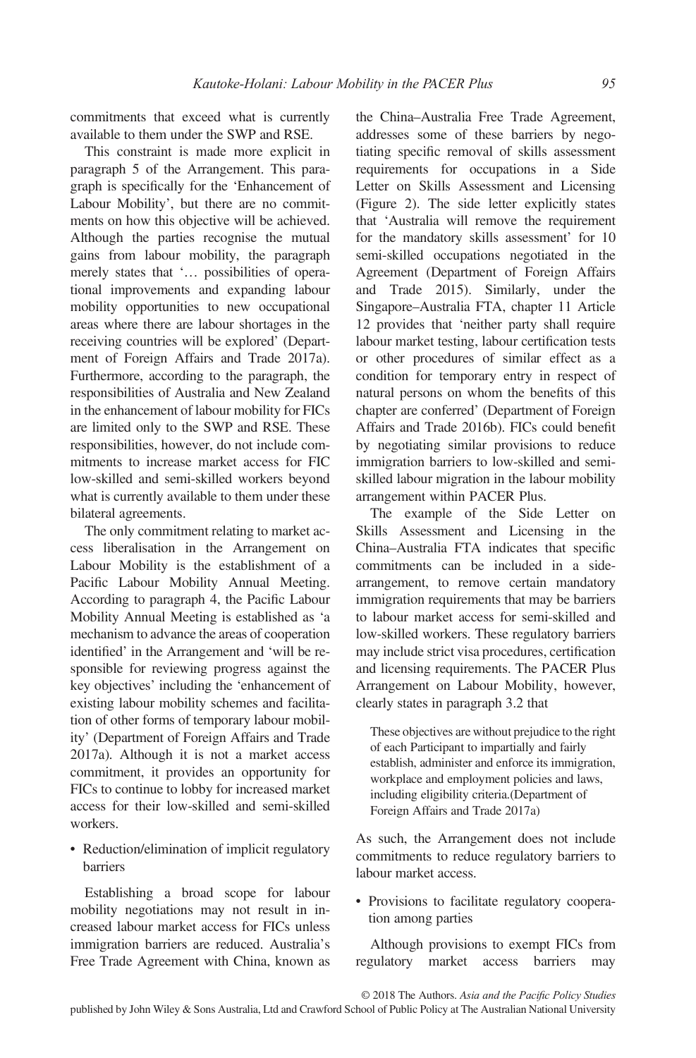commitments that exceed what is currently available to them under the SWP and RSE.

This constraint is made more explicit in paragraph 5 of the Arrangement. This paragraph is specifically for the 'Enhancement of Labour Mobility', but there are no commitments on how this objective will be achieved. Although the parties recognise the mutual gains from labour mobility, the paragraph merely states that '… possibilities of operational improvements and expanding labour mobility opportunities to new occupational areas where there are labour shortages in the receiving countries will be explored' (Department of Foreign Affairs and Trade 2017a). Furthermore, according to the paragraph, the responsibilities of Australia and New Zealand in the enhancement of labour mobility for FICs are limited only to the SWP and RSE. These responsibilities, however, do not include commitments to increase market access for FIC low-skilled and semi-skilled workers beyond what is currently available to them under these bilateral agreements.

The only commitment relating to market access liberalisation in the Arrangement on Labour Mobility is the establishment of a Pacific Labour Mobility Annual Meeting. According to paragraph 4, the Pacific Labour Mobility Annual Meeting is established as 'a mechanism to advance the areas of cooperation identified' in the Arrangement and 'will be responsible for reviewing progress against the key objectives' including the 'enhancement of existing labour mobility schemes and facilitation of other forms of temporary labour mobility' (Department of Foreign Affairs and Trade 2017a). Although it is not a market access commitment, it provides an opportunity for FICs to continue to lobby for increased market access for their low-skilled and semi-skilled workers.

- Reduction/elimination of implicit regulatory barriers

Establishing a broad scope for labour mobility negotiations may not result in increased labour market access for FICs unless immigration barriers are reduced. Australia's Free Trade Agreement with China, known as the China–Australia Free Trade Agreement, addresses some of these barriers by negotiating specific removal of skills assessment requirements for occupations in a Side Letter on Skills Assessment and Licensing (Figure 2). The side letter explicitly states that 'Australia will remove the requirement for the mandatory skills assessment' for 10 semi-skilled occupations negotiated in the Agreement (Department of Foreign Affairs and Trade 2015). Similarly, under the Singapore–Australia FTA, chapter 11 Article 12 provides that 'neither party shall require labour market testing, labour certification tests or other procedures of similar effect as a condition for temporary entry in respect of natural persons on whom the benefits of this chapter are conferred' (Department of Foreign Affairs and Trade 2016b). FICs could benefit by negotiating similar provisions to reduce immigration barriers to low-skilled and semi-skilled labour migration in the labour mobility arrangement within PACER Plus.

The example of the Side Letter on Skills Assessment and Licensing in the China–Australia FTA indicates that specific commitments can be included in a side-arrangement, to remove certain mandatory immigration requirements that may be barriers to labour market access for semi-skilled and low-skilled workers. These regulatory barriers may include strict visa procedures, certification and licensing requirements. The PACER Plus Arrangement on Labour Mobility, however, clearly states in paragraph 3.2 that

> These objectives are without prejudice to the right of each Participant to impartially and fairly establish, administer and enforce its immigration, workplace and employment policies and laws, including eligibility criteria.(Department of Foreign Affairs and Trade 2017a)

As such, the Arrangement does not include commitments to reduce regulatory barriers to labour market access.

- Provisions to facilitate regulatory cooperation among parties

Although provisions to exempt FICs from regulatory market access barriers may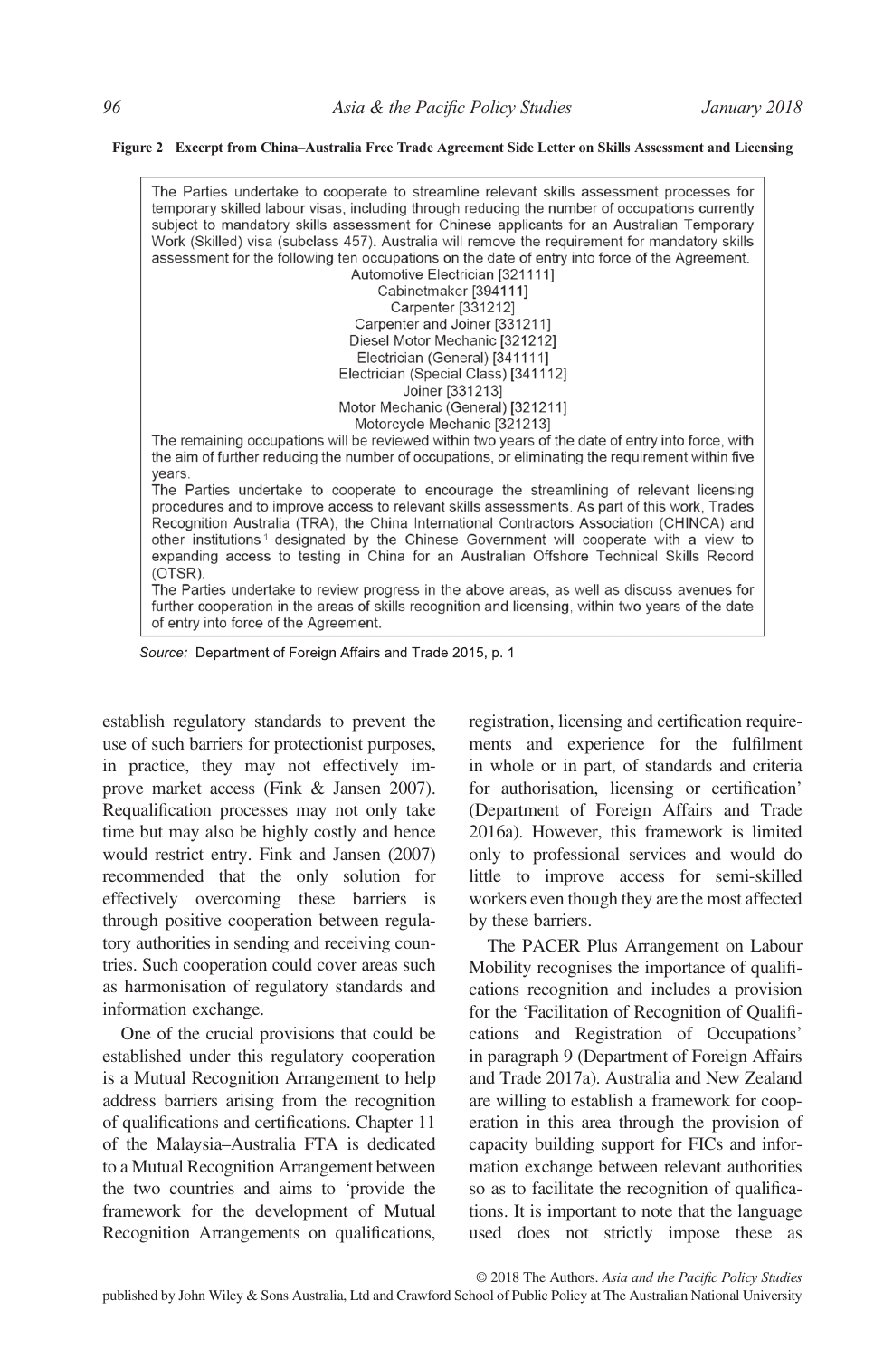**Figure 2 Excerpt from China–Australia Free Trade Agreement Side Letter on Skills Assessment and Licensing**

> The Parties undertake to cooperate to streamline relevant skills assessment processes for temporary skilled labour visas, including through reducing the number of occupations currently subject to mandatory skills assessment for Chinese applicants for an Australian Temporary Work (Skilled) visa (subclass 457). Australia will remove the requirement for mandatory skills assessment for the following ten occupations on the date of entry into force of the Agreement.
>
> Automotive Electrician [321111]
> Cabinetmaker [394111]
> Carpenter [331212]
> Carpenter and Joiner [331211]
> Diesel Motor Mechanic [321212]
> Electrician (General) [341111]
> Electrician (Special Class) [341112]
> Joiner [331213]
> Motor Mechanic (General) [321211]
> Motorcycle Mechanic [321213]
>
> The remaining occupations will be reviewed within two years of the date of entry into force, with the aim of further reducing the number of occupations, or eliminating the requirement within five years.
>
> The Parties undertake to cooperate to encourage the streamlining of relevant licensing procedures and to improve access to relevant skills assessments. As part of this work, Trades Recognition Australia (TRA), the China International Contractors Association (CHINCA) and other institutions[1] designated by the Chinese Government will cooperate with a view to expanding access to testing in China for an Australian Offshore Technical Skills Record (OTSR).
>
> The Parties undertake to review progress in the above areas, as well as discuss avenues for further cooperation in the areas of skills recognition and licensing, within two years of the date of entry into force of the Agreement.

*Source:* Department of Foreign Affairs and Trade 2015, p. 1

establish regulatory standards to prevent the use of such barriers for protectionist purposes, in practice, they may not effectively improve market access (Fink & Jansen 2007). Requalification processes may not only take time but may also be highly costly and hence would restrict entry. Fink and Jansen (2007) recommended that the only solution for effectively overcoming these barriers is through positive cooperation between regulatory authorities in sending and receiving countries. Such cooperation could cover areas such as harmonisation of regulatory standards and information exchange.

One of the crucial provisions that could be established under this regulatory cooperation is a Mutual Recognition Arrangement to help address barriers arising from the recognition of qualifications and certifications. Chapter 11 of the Malaysia–Australia FTA is dedicated to a Mutual Recognition Arrangement between the two countries and aims to 'provide the framework for the development of Mutual Recognition Arrangements on qualifications, registration, licensing and certification requirements and experience for the fulfilment in whole or in part, of standards and criteria for authorisation, licensing or certification' (Department of Foreign Affairs and Trade 2016a). However, this framework is limited only to professional services and would do little to improve access for semi-skilled workers even though they are the most affected by these barriers.

The PACER Plus Arrangement on Labour Mobility recognises the importance of qualifications recognition and includes a provision for the 'Facilitation of Recognition of Qualifications and Registration of Occupations' in paragraph 9 (Department of Foreign Affairs and Trade 2017a). Australia and New Zealand are willing to establish a framework for cooperation in this area through the provision of capacity building support for FICs and information exchange between relevant authorities so as to facilitate the recognition of qualifications. It is important to note that the language used does not strictly impose these as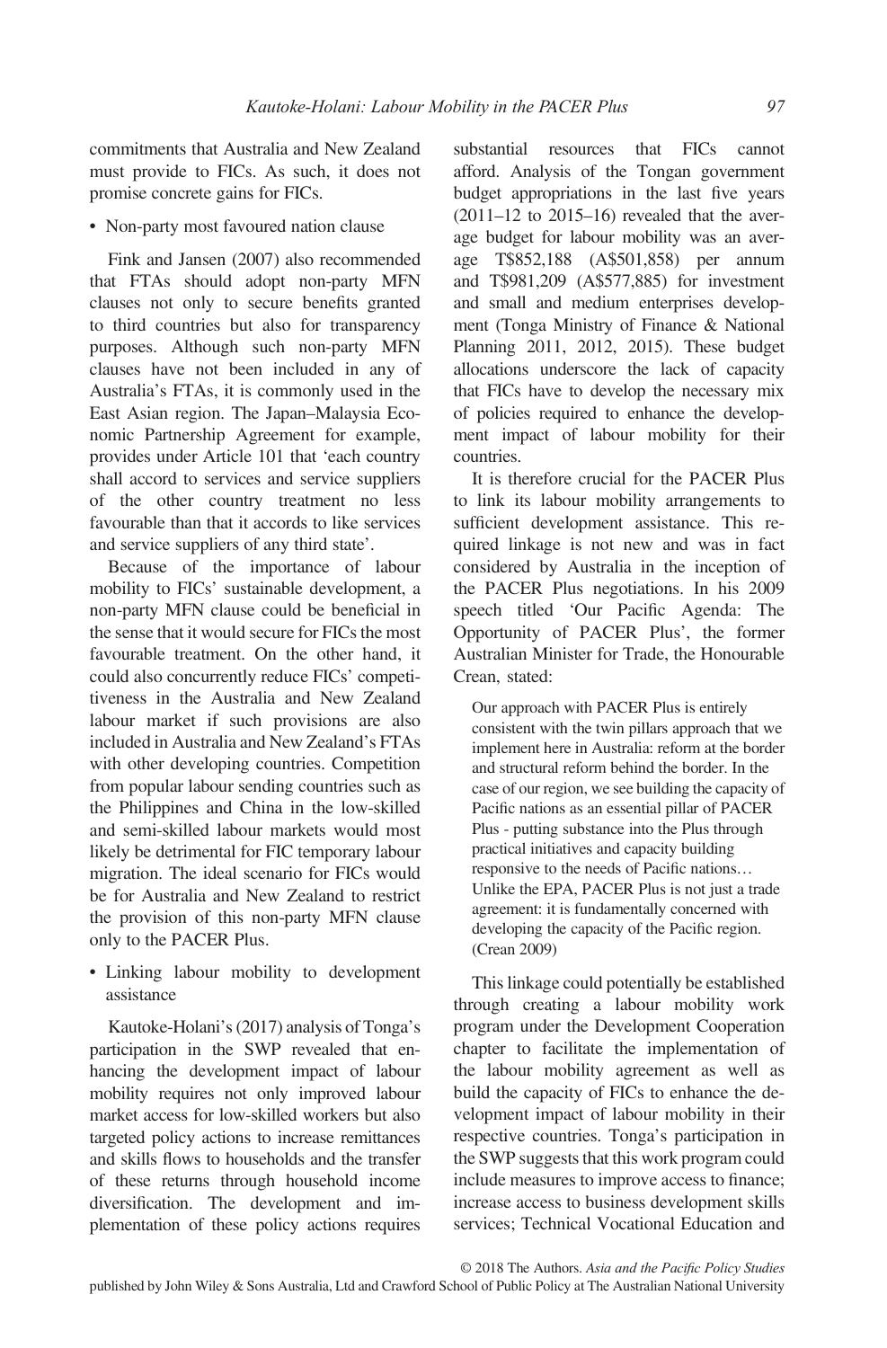commitments that Australia and New Zealand must provide to FICs. As such, it does not promise concrete gains for FICs.

- Non-party most favoured nation clause

Fink and Jansen (2007) also recommended that FTAs should adopt non-party MFN clauses not only to secure benefits granted to third countries but also for transparency purposes. Although such non-party MFN clauses have not been included in any of Australia's FTAs, it is commonly used in the East Asian region. The Japan–Malaysia Economic Partnership Agreement for example, provides under Article 101 that 'each country shall accord to services and service suppliers of the other country treatment no less favourable than that it accords to like services and service suppliers of any third state'.

Because of the importance of labour mobility to FICs' sustainable development, a non-party MFN clause could be beneficial in the sense that it would secure for FICs the most favourable treatment. On the other hand, it could also concurrently reduce FICs' competitiveness in the Australia and New Zealand labour market if such provisions are also included in Australia and New Zealand's FTAs with other developing countries. Competition from popular labour sending countries such as the Philippines and China in the low-skilled and semi-skilled labour markets would most likely be detrimental for FIC temporary labour migration. The ideal scenario for FICs would be for Australia and New Zealand to restrict the provision of this non-party MFN clause only to the PACER Plus.

- Linking labour mobility to development assistance

Kautoke-Holani's (2017) analysis of Tonga's participation in the SWP revealed that enhancing the development impact of labour mobility requires not only improved labour market access for low-skilled workers but also targeted policy actions to increase remittances and skills flows to households and the transfer of these returns through household income diversification. The development and implementation of these policy actions requires substantial resources that FICs cannot afford. Analysis of the Tongan government budget appropriations in the last five years (2011–12 to 2015–16) revealed that the average budget for labour mobility was an average T$852,188 (A$501,858) per annum and T$981,209 (A$577,885) for investment and small and medium enterprises development (Tonga Ministry of Finance & National Planning 2011, 2012, 2015). These budget allocations underscore the lack of capacity that FICs have to develop the necessary mix of policies required to enhance the development impact of labour mobility for their countries.

It is therefore crucial for the PACER Plus to link its labour mobility arrangements to sufficient development assistance. This required linkage is not new and was in fact considered by Australia in the inception of the PACER Plus negotiations. In his 2009 speech titled 'Our Pacific Agenda: The Opportunity of PACER Plus', the former Australian Minister for Trade, the Honourable Crean, stated:

> Our approach with PACER Plus is entirely consistent with the twin pillars approach that we implement here in Australia: reform at the border and structural reform behind the border. In the case of our region, we see building the capacity of Pacific nations as an essential pillar of PACER Plus - putting substance into the Plus through practical initiatives and capacity building responsive to the needs of Pacific nations… Unlike the EPA, PACER Plus is not just a trade agreement: it is fundamentally concerned with developing the capacity of the Pacific region. (Crean 2009)

This linkage could potentially be established through creating a labour mobility work program under the Development Cooperation chapter to facilitate the implementation of the labour mobility agreement as well as build the capacity of FICs to enhance the development impact of labour mobility in their respective countries. Tonga's participation in the SWP suggests that this work program could include measures to improve access to finance; increase access to business development skills services; Technical Vocational Education and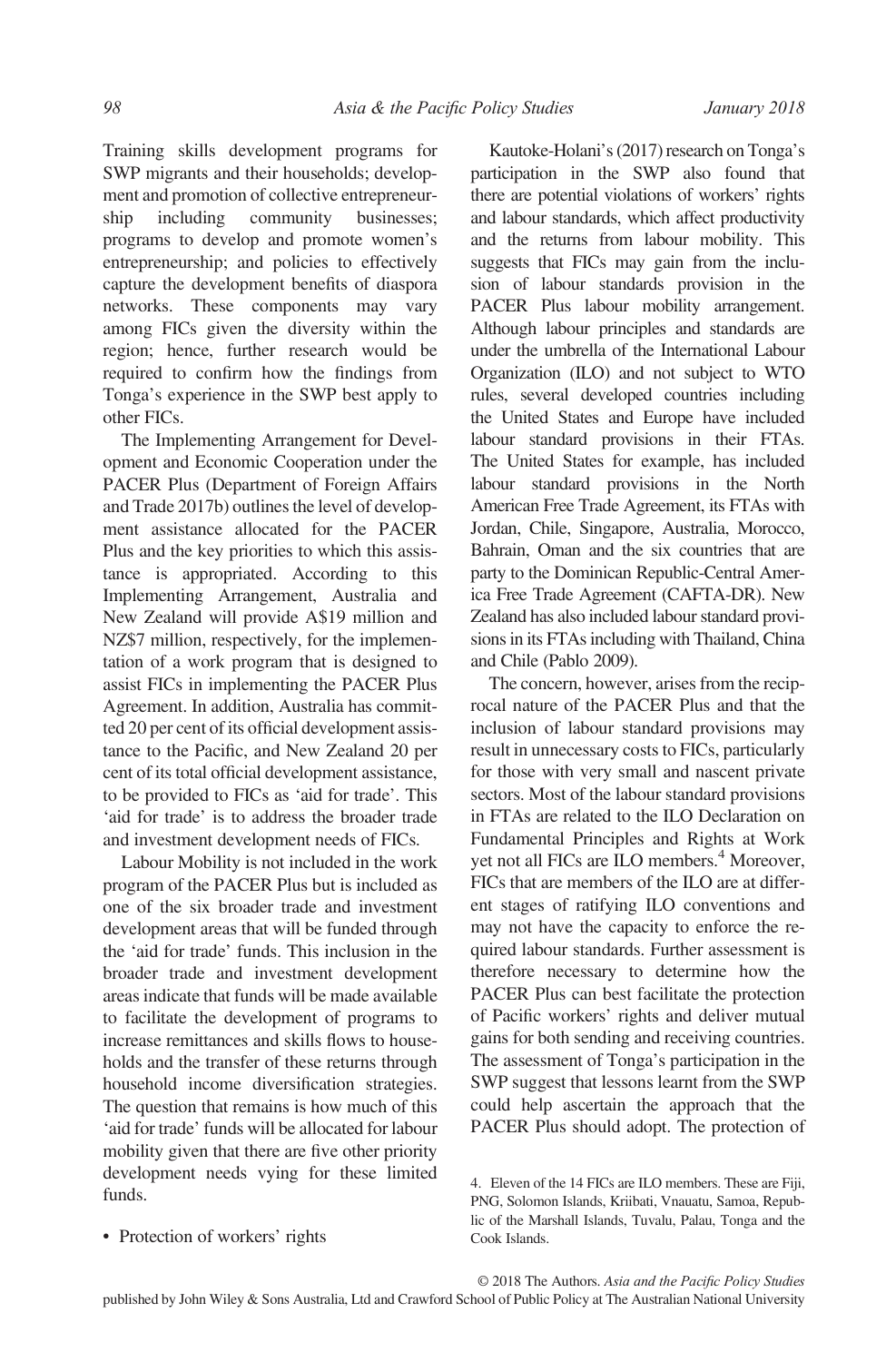Training skills development programs for SWP migrants and their households; development and promotion of collective entrepreneurship including community businesses; programs to develop and promote women's entrepreneurship; and policies to effectively capture the development benefits of diaspora networks. These components may vary among FICs given the diversity within the region; hence, further research would be required to confirm how the findings from Tonga's experience in the SWP best apply to other FICs.

The Implementing Arrangement for Development and Economic Cooperation under the PACER Plus (Department of Foreign Affairs and Trade 2017b) outlines the level of development assistance allocated for the PACER Plus and the key priorities to which this assistance is appropriated. According to this Implementing Arrangement, Australia and New Zealand will provide A$19 million and NZ$7 million, respectively, for the implementation of a work program that is designed to assist FICs in implementing the PACER Plus Agreement. In addition, Australia has committed 20 per cent of its official development assistance to the Pacific, and New Zealand 20 per cent of its total official development assistance, to be provided to FICs as 'aid for trade'. This 'aid for trade' is to address the broader trade and investment development needs of FICs.

Labour Mobility is not included in the work program of the PACER Plus but is included as one of the six broader trade and investment development areas that will be funded through the 'aid for trade' funds. This inclusion in the broader trade and investment development areas indicate that funds will be made available to facilitate the development of programs to increase remittances and skills flows to households and the transfer of these returns through household income diversification strategies. The question that remains is how much of this 'aid for trade' funds will be allocated for labour mobility given that there are five other priority development needs vying for these limited funds.

- Protection of workers' rights

Kautoke-Holani's (2017) research on Tonga's participation in the SWP also found that there are potential violations of workers' rights and labour standards, which affect productivity and the returns from labour mobility. This suggests that FICs may gain from the inclusion of labour standards provision in the PACER Plus labour mobility arrangement. Although labour principles and standards are under the umbrella of the International Labour Organization (ILO) and not subject to WTO rules, several developed countries including the United States and Europe have included labour standard provisions in their FTAs. The United States for example, has included labour standard provisions in the North American Free Trade Agreement, its FTAs with Jordan, Chile, Singapore, Australia, Morocco, Bahrain, Oman and the six countries that are party to the Dominican Republic-Central America Free Trade Agreement (CAFTA-DR). New Zealand has also included labour standard provisions in its FTAs including with Thailand, China and Chile (Pablo 2009).

The concern, however, arises from the reciprocal nature of the PACER Plus and that the inclusion of labour standard provisions may result in unnecessary costs to FICs, particularly for those with very small and nascent private sectors. Most of the labour standard provisions in FTAs are related to the ILO Declaration on Fundamental Principles and Rights at Work yet not all FICs are ILO members.[4] Moreover, FICs that are members of the ILO are at different stages of ratifying ILO conventions and may not have the capacity to enforce the required labour standards. Further assessment is therefore necessary to determine how the PACER Plus can best facilitate the protection of Pacific workers' rights and deliver mutual gains for both sending and receiving countries. The assessment of Tonga's participation in the SWP suggest that lessons learnt from the SWP could help ascertain the approach that the PACER Plus should adopt. The protection of

4. Eleven of the 14 FICs are ILO members. These are Fiji, PNG, Solomon Islands, Kriibati, Vnauatu, Samoa, Republic of the Marshall Islands, Tuvalu, Palau, Tonga and the Cook Islands.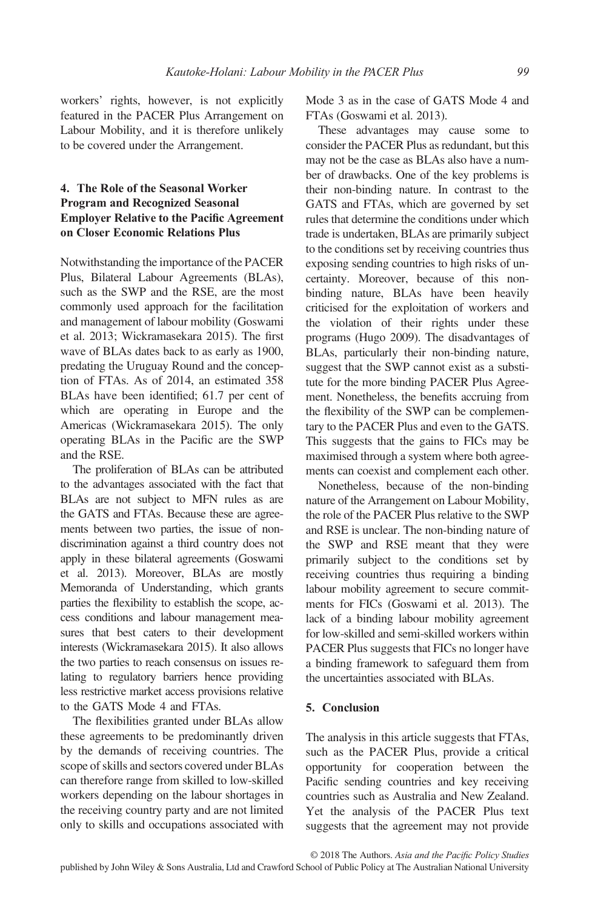workers' rights, however, is not explicitly featured in the PACER Plus Arrangement on Labour Mobility, and it is therefore unlikely to be covered under the Arrangement.

## 4. The Role of the Seasonal Worker Program and Recognized Seasonal Employer Relative to the Pacific Agreement on Closer Economic Relations Plus

Notwithstanding the importance of the PACER Plus, Bilateral Labour Agreements (BLAs), such as the SWP and the RSE, are the most commonly used approach for the facilitation and management of labour mobility (Goswami et al. 2013; Wickramasekara 2015). The first wave of BLAs dates back to as early as 1900, predating the Uruguay Round and the conception of FTAs. As of 2014, an estimated 358 BLAs have been identified; 61.7 per cent of which are operating in Europe and the Americas (Wickramasekara 2015). The only operating BLAs in the Pacific are the SWP and the RSE.

The proliferation of BLAs can be attributed to the advantages associated with the fact that BLAs are not subject to MFN rules as are the GATS and FTAs. Because these are agreements between two parties, the issue of non-discrimination against a third country does not apply in these bilateral agreements (Goswami et al. 2013). Moreover, BLAs are mostly Memoranda of Understanding, which grants parties the flexibility to establish the scope, access conditions and labour management measures that best caters to their development interests (Wickramasekara 2015). It also allows the two parties to reach consensus on issues relating to regulatory barriers hence providing less restrictive market access provisions relative to the GATS Mode 4 and FTAs.

The flexibilities granted under BLAs allow these agreements to be predominantly driven by the demands of receiving countries. The scope of skills and sectors covered under BLAs can therefore range from skilled to low-skilled workers depending on the labour shortages in the receiving country party and are not limited only to skills and occupations associated with Mode 3 as in the case of GATS Mode 4 and FTAs (Goswami et al. 2013).

These advantages may cause some to consider the PACER Plus as redundant, but this may not be the case as BLAs also have a number of drawbacks. One of the key problems is their non-binding nature. In contrast to the GATS and FTAs, which are governed by set rules that determine the conditions under which trade is undertaken, BLAs are primarily subject to the conditions set by receiving countries thus exposing sending countries to high risks of uncertainty. Moreover, because of this non-binding nature, BLAs have been heavily criticised for the exploitation of workers and the violation of their rights under these programs (Hugo 2009). The disadvantages of BLAs, particularly their non-binding nature, suggest that the SWP cannot exist as a substitute for the more binding PACER Plus Agreement. Nonetheless, the benefits accruing from the flexibility of the SWP can be complementary to the PACER Plus and even to the GATS. This suggests that the gains to FICs may be maximised through a system where both agreements can coexist and complement each other.

Nonetheless, because of the non-binding nature of the Arrangement on Labour Mobility, the role of the PACER Plus relative to the SWP and RSE is unclear. The non-binding nature of the SWP and RSE meant that they were primarily subject to the conditions set by receiving countries thus requiring a binding labour mobility agreement to secure commitments for FICs (Goswami et al. 2013). The lack of a binding labour mobility agreement for low-skilled and semi-skilled workers within PACER Plus suggests that FICs no longer have a binding framework to safeguard them from the uncertainties associated with BLAs.

## 5. Conclusion

The analysis in this article suggests that FTAs, such as the PACER Plus, provide a critical opportunity for cooperation between the Pacific sending countries and key receiving countries such as Australia and New Zealand. Yet the analysis of the PACER Plus text suggests that the agreement may not provide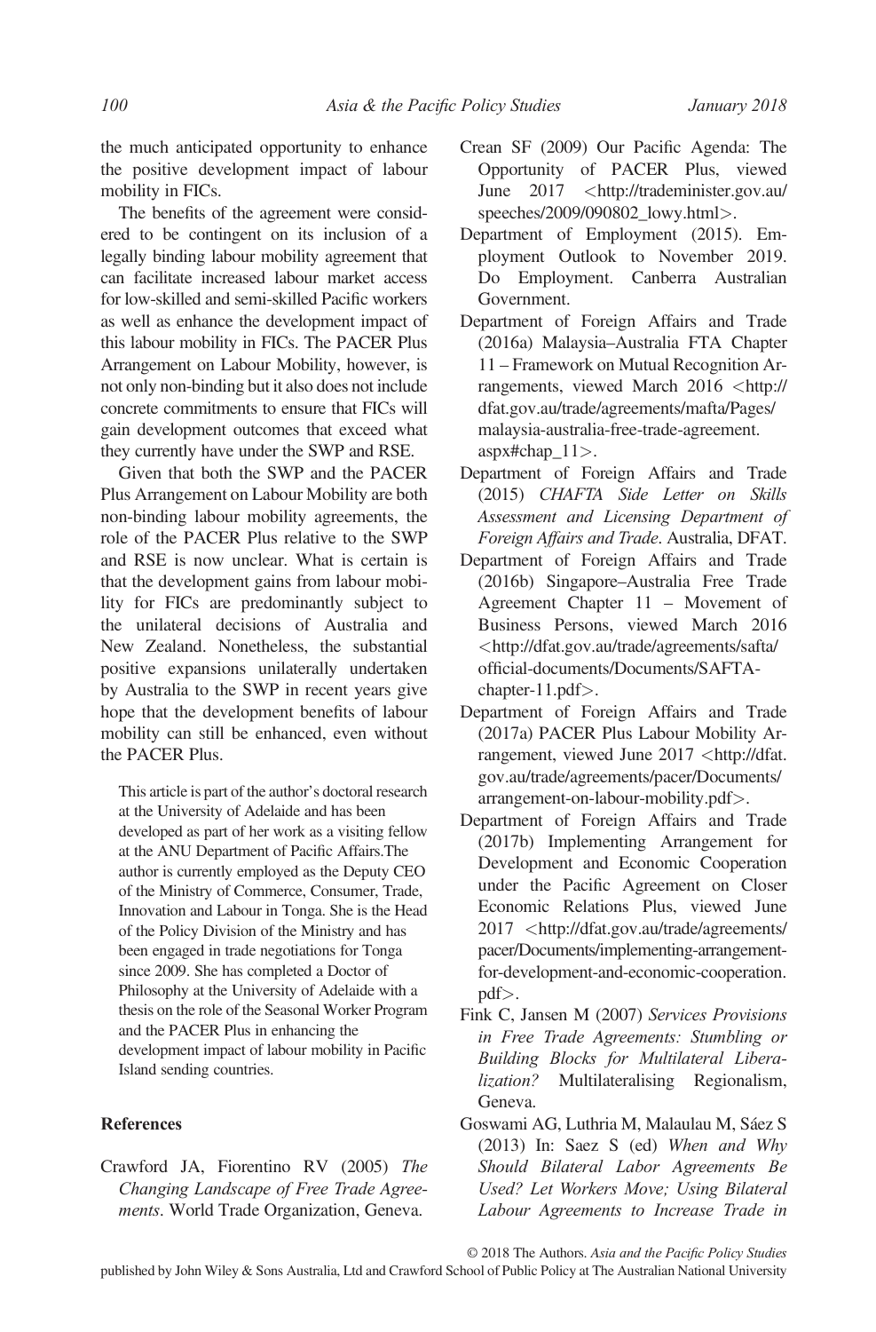the much anticipated opportunity to enhance the positive development impact of labour mobility in FICs.

The benefits of the agreement were considered to be contingent on its inclusion of a legally binding labour mobility agreement that can facilitate increased labour market access for low-skilled and semi-skilled Pacific workers as well as enhance the development impact of this labour mobility in FICs. The PACER Plus Arrangement on Labour Mobility, however, is not only non-binding but it also does not include concrete commitments to ensure that FICs will gain development outcomes that exceed what they currently have under the SWP and RSE.

Given that both the SWP and the PACER Plus Arrangement on Labour Mobility are both non-binding labour mobility agreements, the role of the PACER Plus relative to the SWP and RSE is now unclear. What is certain is that the development gains from labour mobility for FICs are predominantly subject to the unilateral decisions of Australia and New Zealand. Nonetheless, the substantial positive expansions unilaterally undertaken by Australia to the SWP in recent years give hope that the development benefits of labour mobility can still be enhanced, even without the PACER Plus.

This article is part of the author's doctoral research at the University of Adelaide and has been developed as part of her work as a visiting fellow at the ANU Department of Pacific Affairs.The author is currently employed as the Deputy CEO of the Ministry of Commerce, Consumer, Trade, Innovation and Labour in Tonga. She is the Head of the Policy Division of the Ministry and has been engaged in trade negotiations for Tonga since 2009. She has completed a Doctor of Philosophy at the University of Adelaide with a thesis on the role of the Seasonal Worker Program and the PACER Plus in enhancing the development impact of labour mobility in Pacific Island sending countries.

## References

Crawford JA, Fiorentino RV (2005) *The Changing Landscape of Free Trade Agreements*. World Trade Organization, Geneva.

Crean SF (2009) Our Pacific Agenda: The Opportunity of PACER Plus, viewed June 2017 <http://trademinister.gov.au/speeches/2009/090802_lowy.html>.

Department of Employment (2015). Employment Outlook to November 2019. Do Employment. Canberra Australian Government.

Department of Foreign Affairs and Trade (2016a) Malaysia–Australia FTA Chapter 11 – Framework on Mutual Recognition Arrangements, viewed March 2016 <http://dfat.gov.au/trade/agreements/mafta/Pages/malaysia-australia-free-trade-agreement.aspx#chap_11>.

Department of Foreign Affairs and Trade (2015) *CHAFTA Side Letter on Skills Assessment and Licensing Department of Foreign Affairs and Trade*. Australia, DFAT.

Department of Foreign Affairs and Trade (2016b) Singapore–Australia Free Trade Agreement Chapter 11 – Movement of Business Persons, viewed March 2016 <http://dfat.gov.au/trade/agreements/safta/official-documents/Documents/SAFTA-chapter-11.pdf>.

Department of Foreign Affairs and Trade (2017a) PACER Plus Labour Mobility Arrangement, viewed June 2017 <http://dfat.gov.au/trade/agreements/pacer/Documents/arrangement-on-labour-mobility.pdf>.

Department of Foreign Affairs and Trade (2017b) Implementing Arrangement for Development and Economic Cooperation under the Pacific Agreement on Closer Economic Relations Plus, viewed June 2017 <http://dfat.gov.au/trade/agreements/pacer/Documents/implementing-arrangement-for-development-and-economic-cooperation.pdf>.

Fink C, Jansen M (2007) *Services Provisions in Free Trade Agreements: Stumbling or Building Blocks for Multilateral Liberalization?* Multilateralising Regionalism, Geneva.

Goswami AG, Luthria M, Malaulau M, Sáez S (2013) In: Saez S (ed) *When and Why Should Bilateral Labor Agreements Be Used? Let Workers Move; Using Bilateral Labour Agreements to Increase Trade in*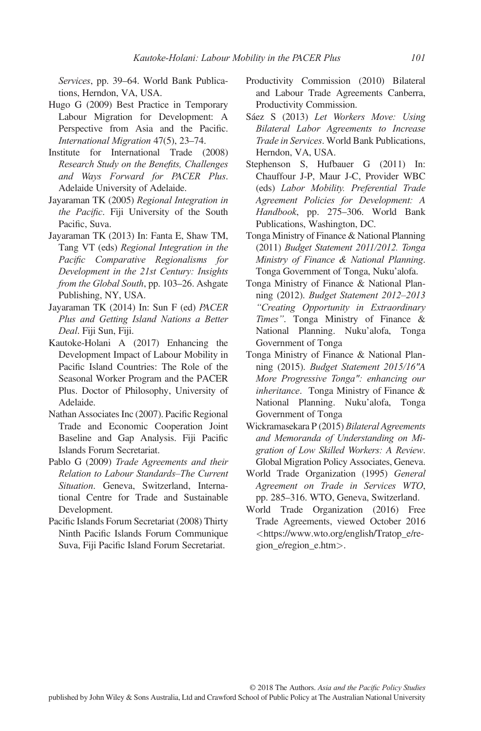*Services*, pp. 39–64. World Bank Publications, Herndon, VA, USA.

Hugo G (2009) Best Practice in Temporary Labour Migration for Development: A Perspective from Asia and the Pacific. *International Migration* 47(5), 23–74.

Institute for International Trade (2008) *Research Study on the Benefits, Challenges and Ways Forward for PACER Plus*. Adelaide University of Adelaide.

Jayaraman TK (2005) *Regional Integration in the Pacific*. Fiji University of the South Pacific, Suva.

Jayaraman TK (2013) In: Fanta E, Shaw TM, Tang VT (eds) *Regional Integration in the Pacific Comparative Regionalisms for Development in the 21st Century: Insights from the Global South*, pp. 103–26. Ashgate Publishing, NY, USA.

Jayaraman TK (2014) In: Sun F (ed) *PACER Plus and Getting Island Nations a Better Deal*. Fiji Sun, Fiji.

Kautoke-Holani A (2017) Enhancing the Development Impact of Labour Mobility in Pacific Island Countries: The Role of the Seasonal Worker Program and the PACER Plus. Doctor of Philosophy, University of Adelaide.

Nathan Associates Inc (2007). Pacific Regional Trade and Economic Cooperation Joint Baseline and Gap Analysis. Fiji Pacific Islands Forum Secretariat.

Pablo G (2009) *Trade Agreements and their Relation to Labour Standards–The Current Situation*. Geneva, Switzerland, International Centre for Trade and Sustainable Development.

Pacific Islands Forum Secretariat (2008) Thirty Ninth Pacific Islands Forum Communique Suva, Fiji Pacific Island Forum Secretariat.

Productivity Commission (2010) Bilateral and Labour Trade Agreements Canberra, Productivity Commission.

Sáez S (2013) *Let Workers Move: Using Bilateral Labor Agreements to Increase Trade in Services*. World Bank Publications, Herndon, VA, USA.

Stephenson S, Hufbauer G (2011) In: Chauffour J-P, Maur J-C, Provider WBC (eds) *Labor Mobility. Preferential Trade Agreement Policies for Development: A Handbook*, pp. 275–306. World Bank Publications, Washington, DC.

Tonga Ministry of Finance & National Planning (2011) *Budget Statement 2011/2012. Tonga Ministry of Finance & National Planning*. Tonga Government of Tonga, Nuku'alofa.

Tonga Ministry of Finance & National Planning (2012). *Budget Statement 2012–2013 "Creating Opportunity in Extraordinary Times"*. Tonga Ministry of Finance & National Planning. Nuku'alofa, Tonga Government of Tonga

Tonga Ministry of Finance & National Planning (2015). *Budget Statement 2015/16"A More Progressive Tonga": enhancing our inheritance*. Tonga Ministry of Finance & National Planning. Nuku'alofa, Tonga Government of Tonga

Wickramasekara P (2015) *Bilateral Agreements and Memoranda of Understanding on Migration of Low Skilled Workers: A Review*. Global Migration Policy Associates, Geneva.

World Trade Organization (1995) *General Agreement on Trade in Services WTO*, pp. 285–316. WTO, Geneva, Switzerland.

World Trade Organization (2016) Free Trade Agreements, viewed October 2016 <https://www.wto.org/english/Tratop_e/region_e/region_e.htm>.